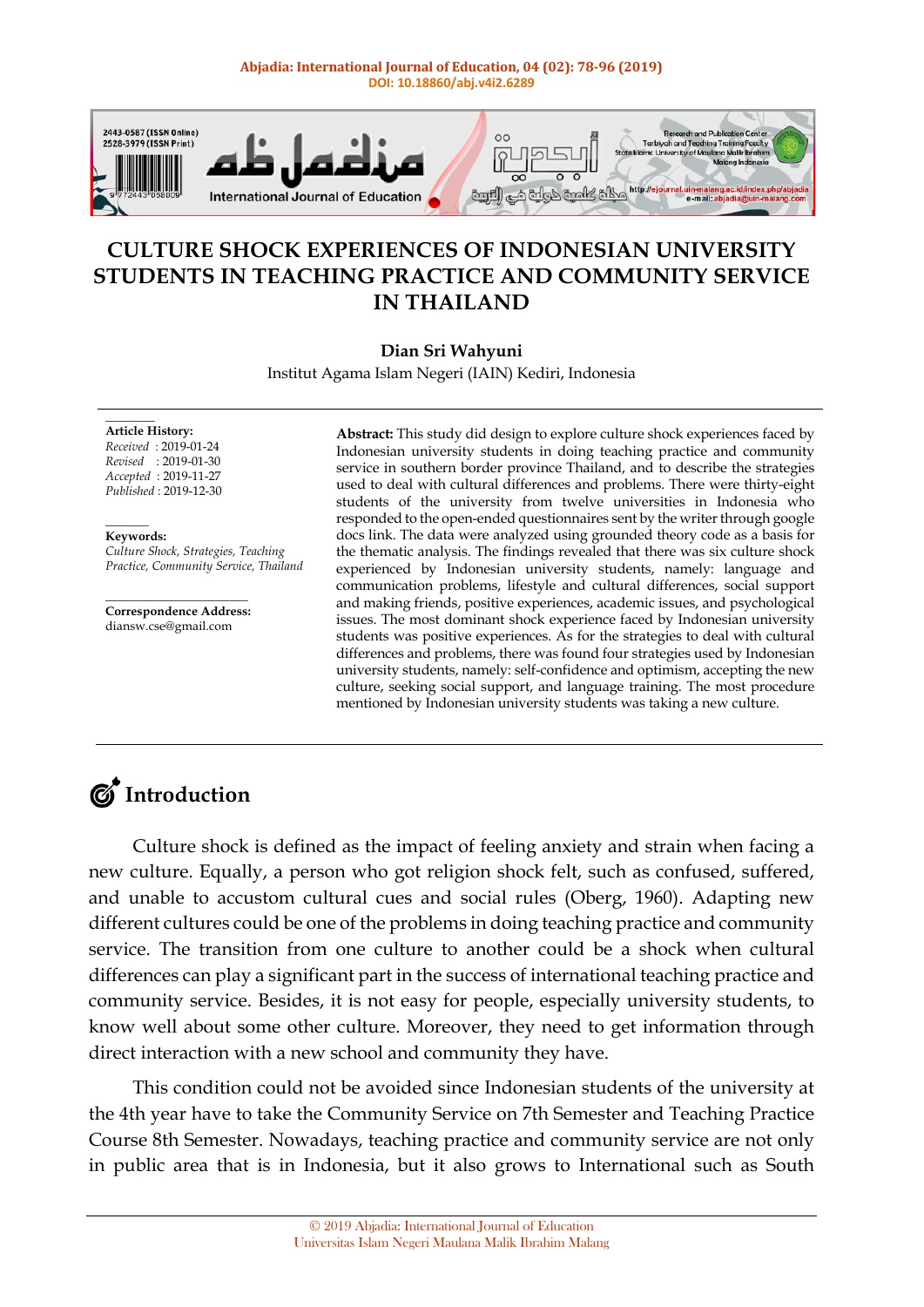# CULTURE SHOCK EXPERIENCES OF INDONESIAN UNIVERSITY STUDENTS IN TEACHING PRACTICE AND COMMUNITY SERVICE IN THAILAND

**Dian Sri Wahyuni**
Institut Agama Islam Negeri (IAIN) Kediri, Indonesia

**Article History:**
*Received* : 2019-01-24
*Revised* : 2019-01-30
*Accepted* : 2019-11-27
*Published* : 2019-12-30

**Keywords:**
*Culture Shock, Strategies, Teaching Practice, Community Service, Thailand*

**Correspondence Address:**
diansw.cse@gmail.com

**Abstract:** This study did design to explore culture shock experiences faced by Indonesian university students in doing teaching practice and community service in southern border province Thailand, and to describe the strategies used to deal with cultural differences and problems. There were thirty-eight students of the university from twelve universities in Indonesia who responded to the open-ended questionnaires sent by the writer through google docs link. The data were analyzed using grounded theory code as a basis for the thematic analysis. The findings revealed that there was six culture shock experienced by Indonesian university students, namely: language and communication problems, lifestyle and cultural differences, social support and making friends, positive experiences, academic issues, and psychological issues. The most dominant shock experience faced by Indonesian university students was positive experiences. As for the strategies to deal with cultural differences and problems, there was found four strategies used by Indonesian university students, namely: self-confidence and optimism, accepting the new culture, seeking social support, and language training. The most procedure mentioned by Indonesian university students was taking a new culture.

## Introduction

Culture shock is defined as the impact of feeling anxiety and strain when facing a new culture. Equally, a person who got religion shock felt, such as confused, suffered, and unable to accustom cultural cues and social rules (Oberg, 1960). Adapting new different cultures could be one of the problems in doing teaching practice and community service. The transition from one culture to another could be a shock when cultural differences can play a significant part in the success of international teaching practice and community service. Besides, it is not easy for people, especially university students, to know well about some other culture. Moreover, they need to get information through direct interaction with a new school and community they have.

This condition could not be avoided since Indonesian students of the university at the 4th year have to take the Community Service on 7th Semester and Teaching Practice Course 8th Semester. Nowadays, teaching practice and community service are not only in public area that is in Indonesia, but it also grows to International such as South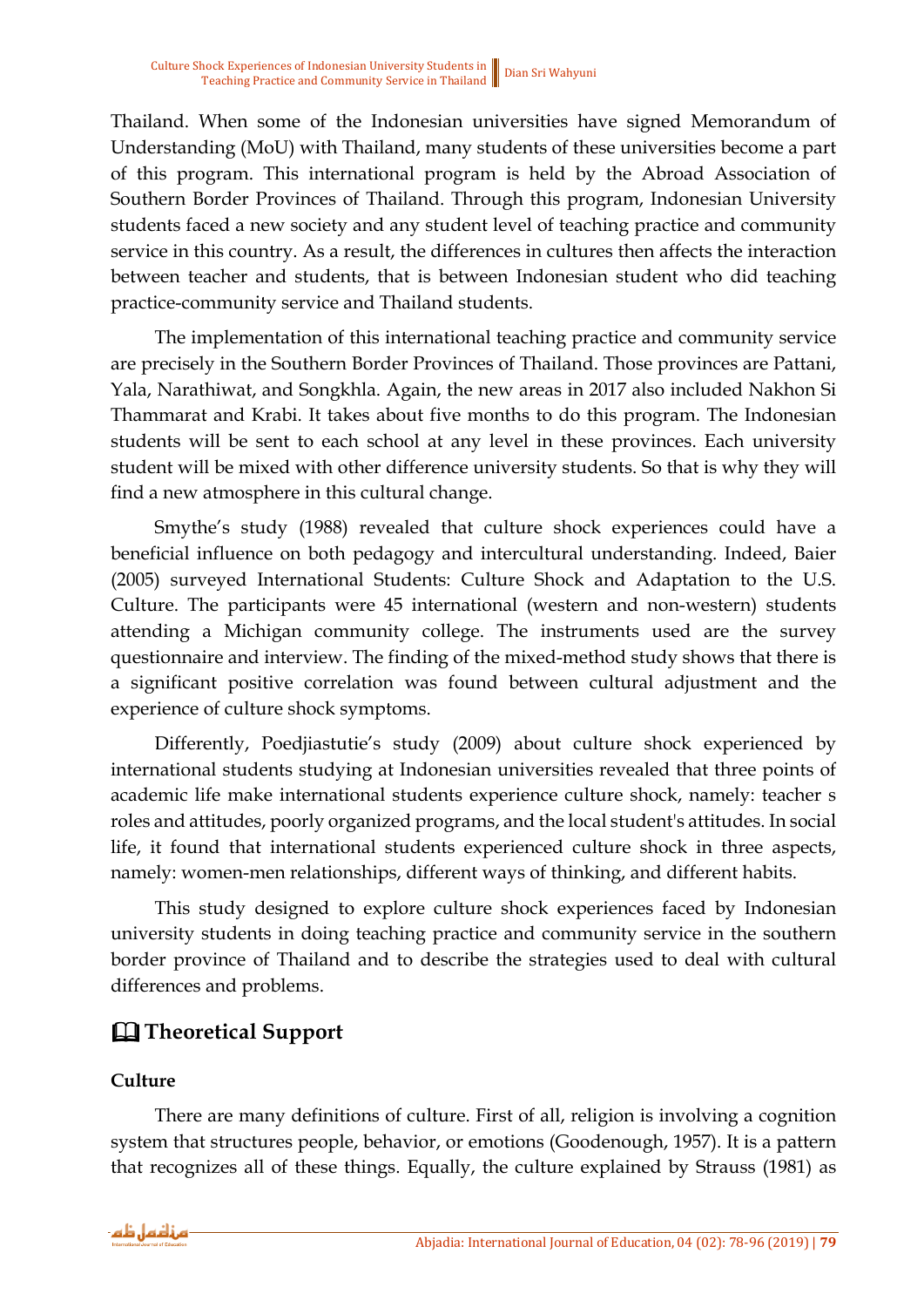Thailand. When some of the Indonesian universities have signed Memorandum of Understanding (MoU) with Thailand, many students of these universities become a part of this program. This international program is held by the Abroad Association of Southern Border Provinces of Thailand. Through this program, Indonesian University students faced a new society and any student level of teaching practice and community service in this country. As a result, the differences in cultures then affects the interaction between teacher and students, that is between Indonesian student who did teaching practice-community service and Thailand students.

The implementation of this international teaching practice and community service are precisely in the Southern Border Provinces of Thailand. Those provinces are Pattani, Yala, Narathiwat, and Songkhla. Again, the new areas in 2017 also included Nakhon Si Thammarat and Krabi. It takes about five months to do this program. The Indonesian students will be sent to each school at any level in these provinces. Each university student will be mixed with other difference university students. So that is why they will find a new atmosphere in this cultural change.

Smythe's study (1988) revealed that culture shock experiences could have a beneficial influence on both pedagogy and intercultural understanding. Indeed, Baier (2005) surveyed International Students: Culture Shock and Adaptation to the U.S. Culture. The participants were 45 international (western and non-western) students attending a Michigan community college. The instruments used are the survey questionnaire and interview. The finding of the mixed-method study shows that there is a significant positive correlation was found between cultural adjustment and the experience of culture shock symptoms.

Differently, Poedjiastutie's study (2009) about culture shock experienced by international students studying at Indonesian universities revealed that three points of academic life make international students experience culture shock, namely: teacher s roles and attitudes, poorly organized programs, and the local student's attitudes. In social life, it found that international students experienced culture shock in three aspects, namely: women-men relationships, different ways of thinking, and different habits.

This study designed to explore culture shock experiences faced by Indonesian university students in doing teaching practice and community service in the southern border province of Thailand and to describe the strategies used to deal with cultural differences and problems.

## 🕮 Theoretical Support

### Culture

There are many definitions of culture. First of all, religion is involving a cognition system that structures people, behavior, or emotions (Goodenough, 1957). It is a pattern that recognizes all of these things. Equally, the culture explained by Strauss (1981) as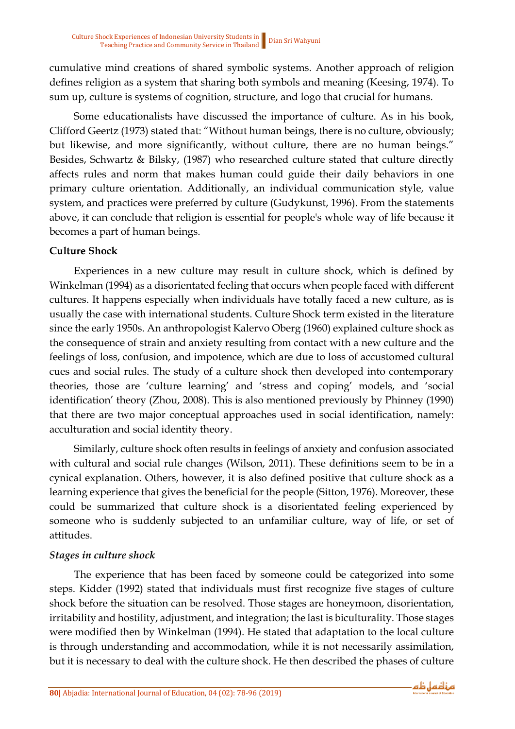cumulative mind creations of shared symbolic systems. Another approach of religion defines religion as a system that sharing both symbols and meaning (Keesing, 1974). To sum up, culture is systems of cognition, structure, and logo that crucial for humans.

Some educationalists have discussed the importance of culture. As in his book, Clifford Geertz (1973) stated that: "Without human beings, there is no culture, obviously; but likewise, and more significantly, without culture, there are no human beings." Besides, Schwartz & Bilsky, (1987) who researched culture stated that culture directly affects rules and norm that makes human could guide their daily behaviors in one primary culture orientation. Additionally, an individual communication style, value system, and practices were preferred by culture (Gudykunst, 1996). From the statements above, it can conclude that religion is essential for people's whole way of life because it becomes a part of human beings.

**Culture Shock**

Experiences in a new culture may result in culture shock, which is defined by Winkelman (1994) as a disorientated feeling that occurs when people faced with different cultures. It happens especially when individuals have totally faced a new culture, as is usually the case with international students. Culture Shock term existed in the literature since the early 1950s. An anthropologist Kalervo Oberg (1960) explained culture shock as the consequence of strain and anxiety resulting from contact with a new culture and the feelings of loss, confusion, and impotence, which are due to loss of accustomed cultural cues and social rules. The study of a culture shock then developed into contemporary theories, those are 'culture learning' and 'stress and coping' models, and 'social identification' theory (Zhou, 2008). This is also mentioned previously by Phinney (1990) that there are two major conceptual approaches used in social identification, namely: acculturation and social identity theory.

Similarly, culture shock often results in feelings of anxiety and confusion associated with cultural and social rule changes (Wilson, 2011). These definitions seem to be in a cynical explanation. Others, however, it is also defined positive that culture shock as a learning experience that gives the beneficial for the people (Sitton, 1976). Moreover, these could be summarized that culture shock is a disorientated feeling experienced by someone who is suddenly subjected to an unfamiliar culture, way of life, or set of attitudes.

***Stages in culture shock***

The experience that has been faced by someone could be categorized into some steps. Kidder (1992) stated that individuals must first recognize five stages of culture shock before the situation can be resolved. Those stages are honeymoon, disorientation, irritability and hostility, adjustment, and integration; the last is biculturality. Those stages were modified then by Winkelman (1994). He stated that adaptation to the local culture is through understanding and accommodation, while it is not necessarily assimilation, but it is necessary to deal with the culture shock. He then described the phases of culture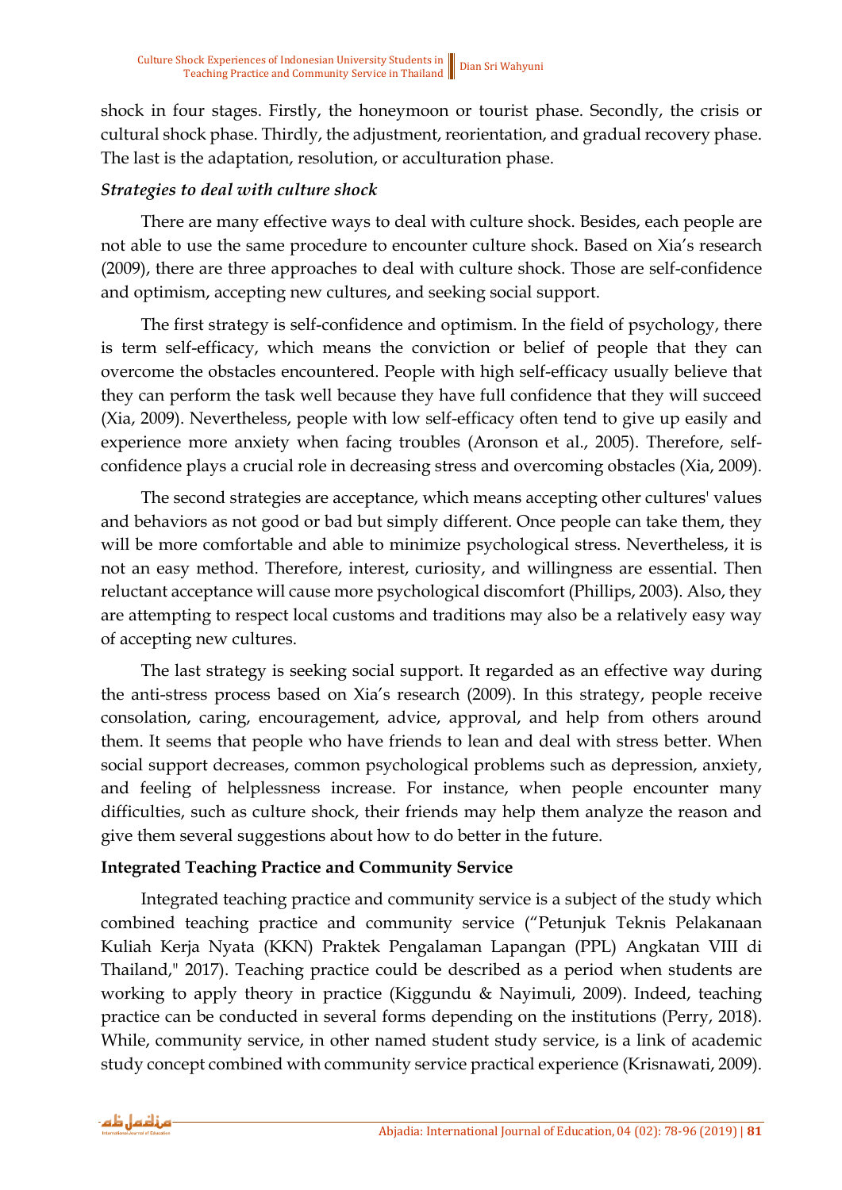shock in four stages. Firstly, the honeymoon or tourist phase. Secondly, the crisis or cultural shock phase. Thirdly, the adjustment, reorientation, and gradual recovery phase. The last is the adaptation, resolution, or acculturation phase.

### *Strategies to deal with culture shock*

There are many effective ways to deal with culture shock. Besides, each people are not able to use the same procedure to encounter culture shock. Based on Xia's research (2009), there are three approaches to deal with culture shock. Those are self-confidence and optimism, accepting new cultures, and seeking social support.

The first strategy is self-confidence and optimism. In the field of psychology, there is term self-efficacy, which means the conviction or belief of people that they can overcome the obstacles encountered. People with high self-efficacy usually believe that they can perform the task well because they have full confidence that they will succeed (Xia, 2009). Nevertheless, people with low self-efficacy often tend to give up easily and experience more anxiety when facing troubles (Aronson et al., 2005). Therefore, self-confidence plays a crucial role in decreasing stress and overcoming obstacles (Xia, 2009).

The second strategies are acceptance, which means accepting other cultures' values and behaviors as not good or bad but simply different. Once people can take them, they will be more comfortable and able to minimize psychological stress. Nevertheless, it is not an easy method. Therefore, interest, curiosity, and willingness are essential. Then reluctant acceptance will cause more psychological discomfort (Phillips, 2003). Also, they are attempting to respect local customs and traditions may also be a relatively easy way of accepting new cultures.

The last strategy is seeking social support. It regarded as an effective way during the anti-stress process based on Xia's research (2009). In this strategy, people receive consolation, caring, encouragement, advice, approval, and help from others around them. It seems that people who have friends to lean and deal with stress better. When social support decreases, common psychological problems such as depression, anxiety, and feeling of helplessness increase. For instance, when people encounter many difficulties, such as culture shock, their friends may help them analyze the reason and give them several suggestions about how to do better in the future.

### **Integrated Teaching Practice and Community Service**

Integrated teaching practice and community service is a subject of the study which combined teaching practice and community service ("Petunjuk Teknis Pelakanaan Kuliah Kerja Nyata (KKN) Praktek Pengalaman Lapangan (PPL) Angkatan VIII di Thailand," 2017). Teaching practice could be described as a period when students are working to apply theory in practice (Kiggundu & Nayimuli, 2009). Indeed, teaching practice can be conducted in several forms depending on the institutions (Perry, 2018). While, community service, in other named student study service, is a link of academic study concept combined with community service practical experience (Krisnawati, 2009).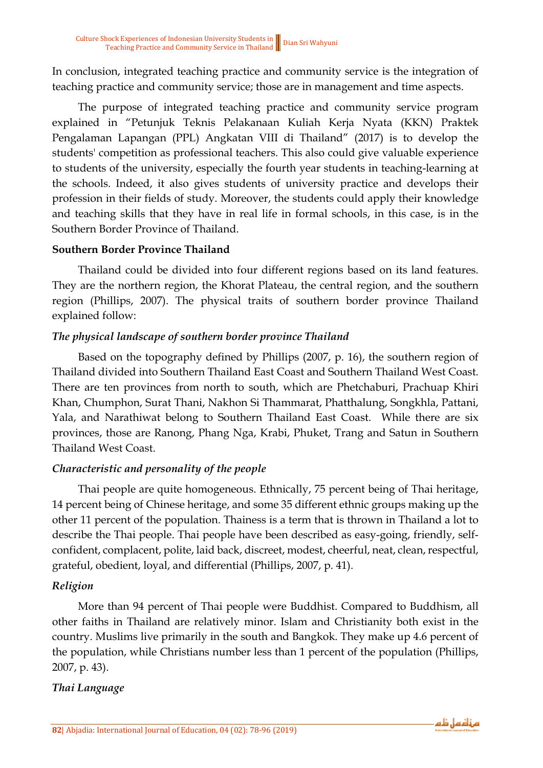In conclusion, integrated teaching practice and community service is the integration of teaching practice and community service; those are in management and time aspects.

The purpose of integrated teaching practice and community service program explained in "Petunjuk Teknis Pelakanaan Kuliah Kerja Nyata (KKN) Praktek Pengalaman Lapangan (PPL) Angkatan VIII di Thailand" (2017) is to develop the students' competition as professional teachers. This also could give valuable experience to students of the university, especially the fourth year students in teaching-learning at the schools. Indeed, it also gives students of university practice and develops their profession in their fields of study. Moreover, the students could apply their knowledge and teaching skills that they have in real life in formal schools, in this case, is in the Southern Border Province of Thailand.

**Southern Border Province Thailand**

Thailand could be divided into four different regions based on its land features. They are the northern region, the Khorat Plateau, the central region, and the southern region (Phillips, 2007). The physical traits of southern border province Thailand explained follow:

***The physical landscape of southern border province Thailand***

Based on the topography defined by Phillips (2007, p. 16), the southern region of Thailand divided into Southern Thailand East Coast and Southern Thailand West Coast. There are ten provinces from north to south, which are Phetchaburi, Prachuap Khiri Khan, Chumphon, Surat Thani, Nakhon Si Thammarat, Phatthalung, Songkhla, Pattani, Yala, and Narathiwat belong to Southern Thailand East Coast. While there are six provinces, those are Ranong, Phang Nga, Krabi, Phuket, Trang and Satun in Southern Thailand West Coast.

***Characteristic and personality of the people***

Thai people are quite homogeneous. Ethnically, 75 percent being of Thai heritage, 14 percent being of Chinese heritage, and some 35 different ethnic groups making up the other 11 percent of the population. Thainess is a term that is thrown in Thailand a lot to describe the Thai people. Thai people have been described as easy-going, friendly, self-confident, complacent, polite, laid back, discreet, modest, cheerful, neat, clean, respectful, grateful, obedient, loyal, and differential (Phillips, 2007, p. 41).

***Religion***

More than 94 percent of Thai people were Buddhist. Compared to Buddhism, all other faiths in Thailand are relatively minor. Islam and Christianity both exist in the country. Muslims live primarily in the south and Bangkok. They make up 4.6 percent of the population, while Christians number less than 1 percent of the population (Phillips, 2007, p. 43).

***Thai Language***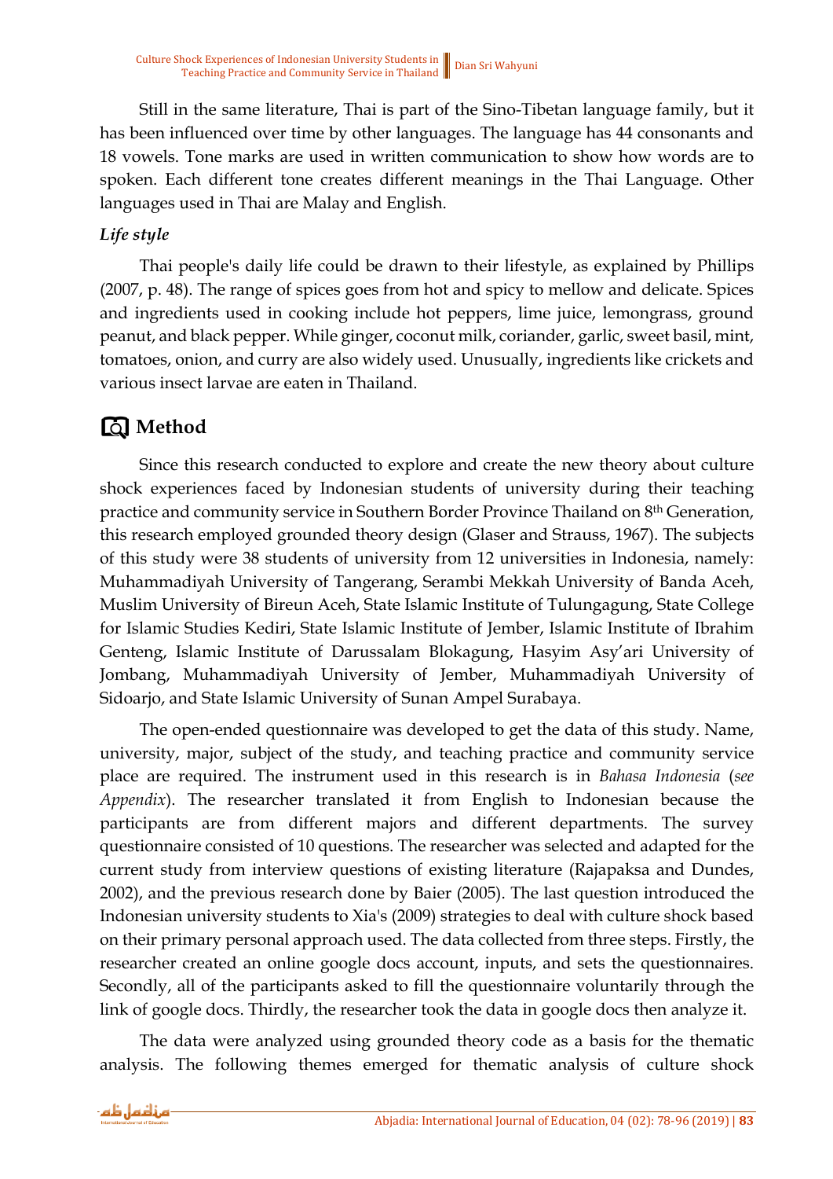Still in the same literature, Thai is part of the Sino-Tibetan language family, but it has been influenced over time by other languages. The language has 44 consonants and 18 vowels. Tone marks are used in written communication to show how words are to spoken. Each different tone creates different meanings in the Thai Language. Other languages used in Thai are Malay and English.

***Life style***

Thai people's daily life could be drawn to their lifestyle, as explained by Phillips (2007, p. 48). The range of spices goes from hot and spicy to mellow and delicate. Spices and ingredients used in cooking include hot peppers, lime juice, lemongrass, ground peanut, and black pepper. While ginger, coconut milk, coriander, garlic, sweet basil, mint, tomatoes, onion, and curry are also widely used. Unusually, ingredients like crickets and various insect larvae are eaten in Thailand.

## Method

Since this research conducted to explore and create the new theory about culture shock experiences faced by Indonesian students of university during their teaching practice and community service in Southern Border Province Thailand on 8th Generation, this research employed grounded theory design (Glaser and Strauss, 1967). The subjects of this study were 38 students of university from 12 universities in Indonesia, namely: Muhammadiyah University of Tangerang, Serambi Mekkah University of Banda Aceh, Muslim University of Bireun Aceh, State Islamic Institute of Tulungagung, State College for Islamic Studies Kediri, State Islamic Institute of Jember, Islamic Institute of Ibrahim Genteng, Islamic Institute of Darussalam Blokagung, Hasyim Asy'ari University of Jombang, Muhammadiyah University of Jember, Muhammadiyah University of Sidoarjo, and State Islamic University of Sunan Ampel Surabaya.

The open-ended questionnaire was developed to get the data of this study. Name, university, major, subject of the study, and teaching practice and community service place are required. The instrument used in this research is in *Bahasa Indonesia* (*see Appendix*). The researcher translated it from English to Indonesian because the participants are from different majors and different departments. The survey questionnaire consisted of 10 questions. The researcher was selected and adapted for the current study from interview questions of existing literature (Rajapaksa and Dundes, 2002), and the previous research done by Baier (2005). The last question introduced the Indonesian university students to Xia's (2009) strategies to deal with culture shock based on their primary personal approach used. The data collected from three steps. Firstly, the researcher created an online google docs account, inputs, and sets the questionnaires. Secondly, all of the participants asked to fill the questionnaire voluntarily through the link of google docs. Thirdly, the researcher took the data in google docs then analyze it.

The data were analyzed using grounded theory code as a basis for the thematic analysis. The following themes emerged for thematic analysis of culture shock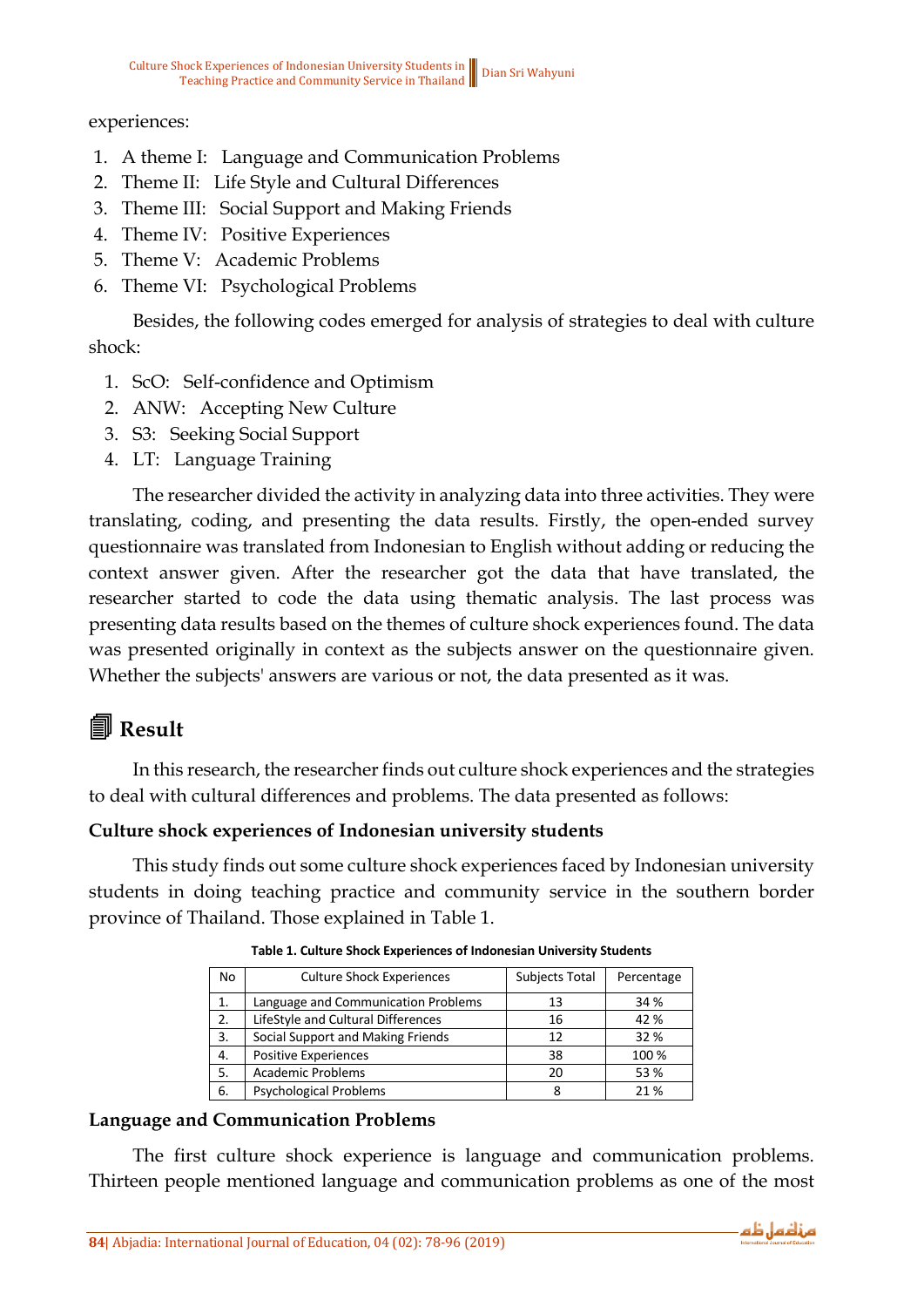experiences:

1. A theme I: Language and Communication Problems
2. Theme II: Life Style and Cultural Differences
3. Theme III: Social Support and Making Friends
4. Theme IV: Positive Experiences
5. Theme V: Academic Problems
6. Theme VI: Psychological Problems

Besides, the following codes emerged for analysis of strategies to deal with culture shock:

1. ScO: Self-confidence and Optimism
2. ANW: Accepting New Culture
3. S3: Seeking Social Support
4. LT: Language Training

The researcher divided the activity in analyzing data into three activities. They were translating, coding, and presenting the data results. Firstly, the open-ended survey questionnaire was translated from Indonesian to English without adding or reducing the context answer given. After the researcher got the data that have translated, the researcher started to code the data using thematic analysis. The last process was presenting data results based on the themes of culture shock experiences found. The data was presented originally in context as the subjects answer on the questionnaire given. Whether the subjects' answers are various or not, the data presented as it was.

## Result

In this research, the researcher finds out culture shock experiences and the strategies to deal with cultural differences and problems. The data presented as follows:

### Culture shock experiences of Indonesian university students

This study finds out some culture shock experiences faced by Indonesian university students in doing teaching practice and community service in the southern border province of Thailand. Those explained in Table 1.

**Table 1. Culture Shock Experiences of Indonesian University Students**

| No | Culture Shock Experiences | Subjects Total | Percentage |
|---|---|---|---|
| 1. | Language and Communication Problems | 13 | 34 % |
| 2. | LifeStyle and Cultural Differences | 16 | 42 % |
| 3. | Social Support and Making Friends | 12 | 32 % |
| 4. | Positive Experiences | 38 | 100 % |
| 5. | Academic Problems | 20 | 53 % |
| 6. | Psychological Problems | 8 | 21 % |

### Language and Communication Problems

The first culture shock experience is language and communication problems. Thirteen people mentioned language and communication problems as one of the most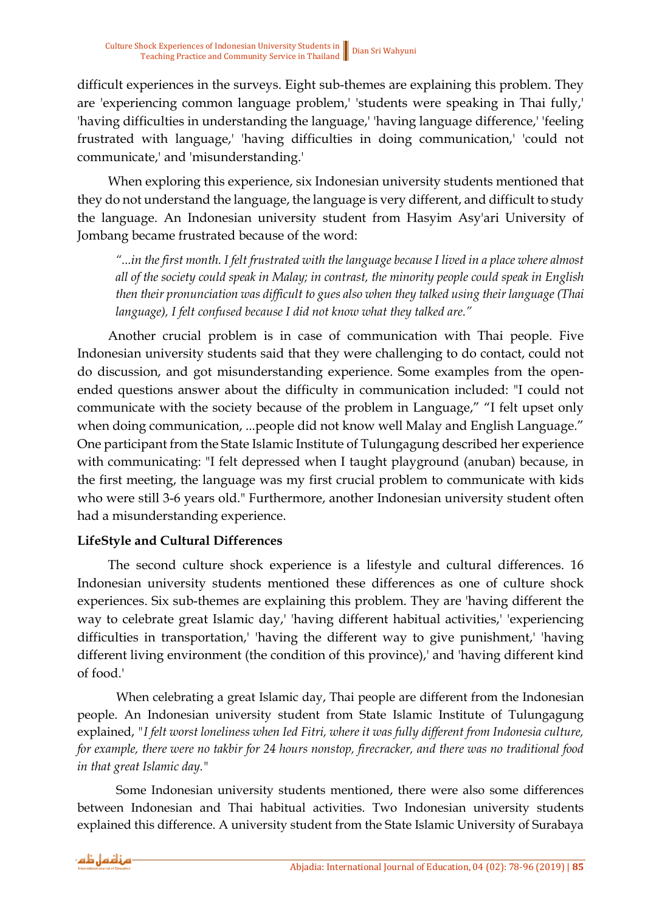difficult experiences in the surveys. Eight sub-themes are explaining this problem. They are 'experiencing common language problem,' 'students were speaking in Thai fully,' 'having difficulties in understanding the language,' 'having language difference,' 'feeling frustrated with language,' 'having difficulties in doing communication,' 'could not communicate,' and 'misunderstanding.'

When exploring this experience, six Indonesian university students mentioned that they do not understand the language, the language is very different, and difficult to study the language. An Indonesian university student from Hasyim Asy'ari University of Jombang became frustrated because of the word:

> *"...in the first month. I felt frustrated with the language because I lived in a place where almost all of the society could speak in Malay; in contrast, the minority people could speak in English then their pronunciation was difficult to gues also when they talked using their language (Thai language), I felt confused because I did not know what they talked are."*

Another crucial problem is in case of communication with Thai people. Five Indonesian university students said that they were challenging to do contact, could not do discussion, and got misunderstanding experience. Some examples from the open-ended questions answer about the difficulty in communication included: "I could not communicate with the society because of the problem in Language," "I felt upset only when doing communication, ...people did not know well Malay and English Language." One participant from the State Islamic Institute of Tulungagung described her experience with communicating: "I felt depressed when I taught playground (anuban) because, in the first meeting, the language was my first crucial problem to communicate with kids who were still 3-6 years old." Furthermore, another Indonesian university student often had a misunderstanding experience.

**LifeStyle and Cultural Differences**

The second culture shock experience is a lifestyle and cultural differences. 16 Indonesian university students mentioned these differences as one of culture shock experiences. Six sub-themes are explaining this problem. They are 'having different the way to celebrate great Islamic day,' 'having different habitual activities,' 'experiencing difficulties in transportation,' 'having the different way to give punishment,' 'having different living environment (the condition of this province),' and 'having different kind of food.'

When celebrating a great Islamic day, Thai people are different from the Indonesian people. An Indonesian university student from State Islamic Institute of Tulungagung explained, "*I felt worst loneliness when Ied Fitri, where it was fully different from Indonesia culture, for example, there were no takbir for 24 hours nonstop, firecracker, and there was no traditional food in that great Islamic day.*"

Some Indonesian university students mentioned, there were also some differences between Indonesian and Thai habitual activities. Two Indonesian university students explained this difference. A university student from the State Islamic University of Surabaya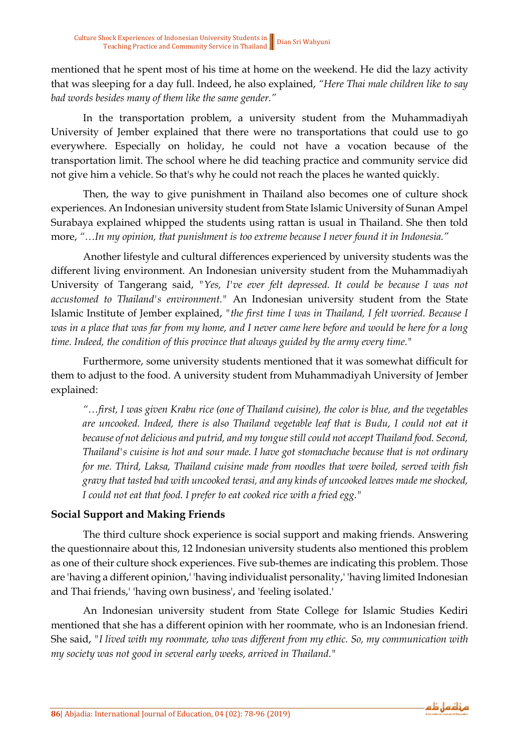mentioned that he spent most of his time at home on the weekend. He did the lazy activity that was sleeping for a day full. Indeed, he also explained, *"Here Thai male children like to say bad words besides many of them like the same gender."*

In the transportation problem, a university student from the Muhammadiyah University of Jember explained that there were no transportations that could use to go everywhere. Especially on holiday, he could not have a vocation because of the transportation limit. The school where he did teaching practice and community service did not give him a vehicle. So that's why he could not reach the places he wanted quickly.

Then, the way to give punishment in Thailand also becomes one of culture shock experiences. An Indonesian university student from State Islamic University of Sunan Ampel Surabaya explained whipped the students using rattan is usual in Thailand. She then told more, *"…In my opinion, that punishment is too extreme because I never found it in Indonesia."*

Another lifestyle and cultural differences experienced by university students was the different living environment. An Indonesian university student from the Muhammadiyah University of Tangerang said, "*Yes, I've ever felt depressed. It could be because I was not accustomed to Thailand's environment.*" An Indonesian university student from the State Islamic Institute of Jember explained, "*the first time I was in Thailand, I felt worried. Because I was in a place that was far from my home, and I never came here before and would be here for a long time. Indeed, the condition of this province that always guided by the army every time.*"

Furthermore, some university students mentioned that it was somewhat difficult for them to adjust to the food. A university student from Muhammadiyah University of Jember explained:

> *"…first, I was given Krabu rice (one of Thailand cuisine), the color is blue, and the vegetables are uncooked. Indeed, there is also Thailand vegetable leaf that is Budu, I could not eat it because of not delicious and putrid, and my tongue still could not accept Thailand food. Second, Thailand's cuisine is hot and sour made. I have got stomachache because that is not ordinary for me. Third, Laksa, Thailand cuisine made from noodles that were boiled, served with fish gravy that tasted bad with uncooked terasi, and any kinds of uncooked leaves made me shocked, I could not eat that food. I prefer to eat cooked rice with a fried egg."*

**Social Support and Making Friends**

The third culture shock experience is social support and making friends. Answering the questionnaire about this, 12 Indonesian university students also mentioned this problem as one of their culture shock experiences. Five sub-themes are indicating this problem. Those are 'having a different opinion,' 'having individualist personality,' 'having limited Indonesian and Thai friends,' 'having own business', and 'feeling isolated.'

An Indonesian university student from State College for Islamic Studies Kediri mentioned that she has a different opinion with her roommate, who is an Indonesian friend. She said, "*I lived with my roommate, who was different from my ethic. So, my communication with my society was not good in several early weeks, arrived in Thailand.*"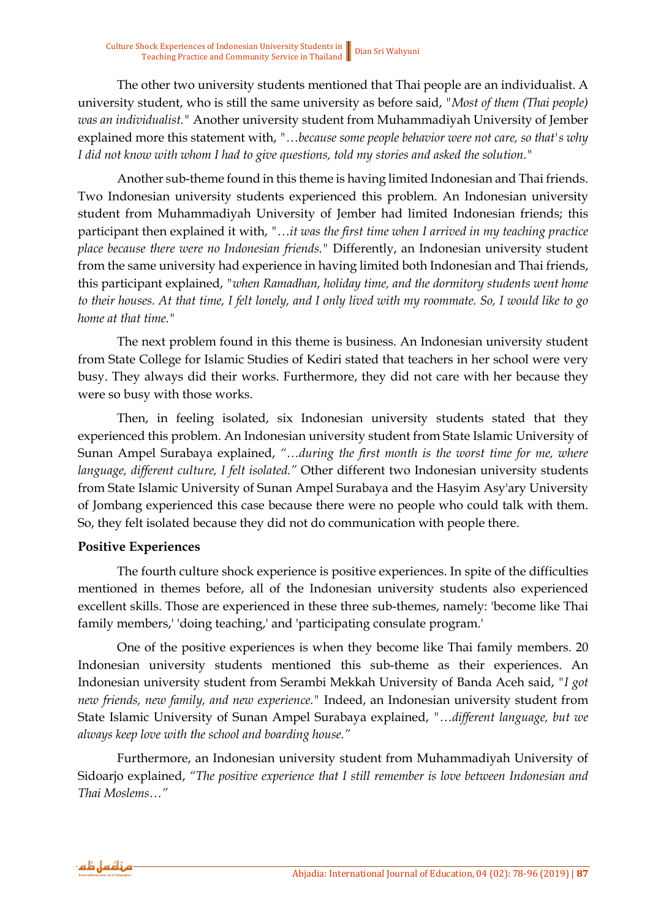The other two university students mentioned that Thai people are an individualist. A university student, who is still the same university as before said, "*Most of them (Thai people) was an individualist.*" Another university student from Muhammadiyah University of Jember explained more this statement with, "*…because some people behavior were not care, so that's why I did not know with whom I had to give questions, told my stories and asked the solution.*"

Another sub-theme found in this theme is having limited Indonesian and Thai friends. Two Indonesian university students experienced this problem. An Indonesian university student from Muhammadiyah University of Jember had limited Indonesian friends; this participant then explained it with, "*…it was the first time when I arrived in my teaching practice place because there were no Indonesian friends.*" Differently, an Indonesian university student from the same university had experience in having limited both Indonesian and Thai friends, this participant explained, "*when Ramadhan, holiday time, and the dormitory students went home to their houses. At that time, I felt lonely, and I only lived with my roommate. So, I would like to go home at that time.*"

The next problem found in this theme is business. An Indonesian university student from State College for Islamic Studies of Kediri stated that teachers in her school were very busy. They always did their works. Furthermore, they did not care with her because they were so busy with those works.

Then, in feeling isolated, six Indonesian university students stated that they experienced this problem. An Indonesian university student from State Islamic University of Sunan Ampel Surabaya explained, *"…during the first month is the worst time for me, where language, different culture, I felt isolated."* Other different two Indonesian university students from State Islamic University of Sunan Ampel Surabaya and the Hasyim Asy'ary University of Jombang experienced this case because there were no people who could talk with them. So, they felt isolated because they did not do communication with people there.

**Positive Experiences**

The fourth culture shock experience is positive experiences. In spite of the difficulties mentioned in themes before, all of the Indonesian university students also experienced excellent skills. Those are experienced in these three sub-themes, namely: 'become like Thai family members,' 'doing teaching,' and 'participating consulate program.'

One of the positive experiences is when they become like Thai family members. 20 Indonesian university students mentioned this sub-theme as their experiences. An Indonesian university student from Serambi Mekkah University of Banda Aceh said, "*I got new friends, new family, and new experience.*" Indeed, an Indonesian university student from State Islamic University of Sunan Ampel Surabaya explained, "*…different language, but we always keep love with the school and boarding house.*"

Furthermore, an Indonesian university student from Muhammadiyah University of Sidoarjo explained, *"The positive experience that I still remember is love between Indonesian and Thai Moslems…"*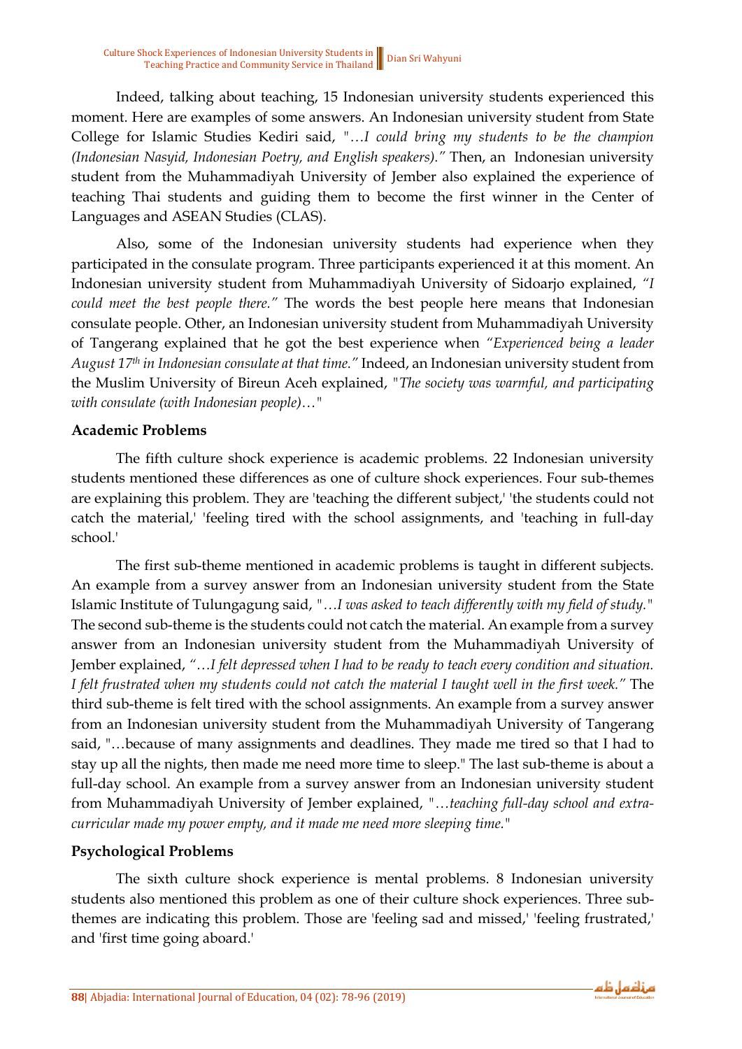Indeed, talking about teaching, 15 Indonesian university students experienced this moment. Here are examples of some answers. An Indonesian university student from State College for Islamic Studies Kediri said, "*…I could bring my students to be the champion (Indonesian Nasyid, Indonesian Poetry, and English speakers).*" Then, an Indonesian university student from the Muhammadiyah University of Jember also explained the experience of teaching Thai students and guiding them to become the first winner in the Center of Languages and ASEAN Studies (CLAS).

Also, some of the Indonesian university students had experience when they participated in the consulate program. Three participants experienced it at this moment. An Indonesian university student from Muhammadiyah University of Sidoarjo explained, *"I could meet the best people there."* The words the best people here means that Indonesian consulate people. Other, an Indonesian university student from Muhammadiyah University of Tangerang explained that he got the best experience when *"Experienced being a leader August 17th in Indonesian consulate at that time."* Indeed, an Indonesian university student from the Muslim University of Bireun Aceh explained, "*The society was warmful, and participating with consulate (with Indonesian people)…*"

**Academic Problems**

The fifth culture shock experience is academic problems. 22 Indonesian university students mentioned these differences as one of culture shock experiences. Four sub-themes are explaining this problem. They are 'teaching the different subject,' 'the students could not catch the material,' 'feeling tired with the school assignments, and 'teaching in full-day school.'

The first sub-theme mentioned in academic problems is taught in different subjects. An example from a survey answer from an Indonesian university student from the State Islamic Institute of Tulungagung said, "*…I was asked to teach differently with my field of study.*" The second sub-theme is the students could not catch the material. An example from a survey answer from an Indonesian university student from the Muhammadiyah University of Jember explained, *"…I felt depressed when I had to be ready to teach every condition and situation. I felt frustrated when my students could not catch the material I taught well in the first week."* The third sub-theme is felt tired with the school assignments. An example from a survey answer from an Indonesian university student from the Muhammadiyah University of Tangerang said, "…because of many assignments and deadlines. They made me tired so that I had to stay up all the nights, then made me need more time to sleep." The last sub-theme is about a full-day school. An example from a survey answer from an Indonesian university student from Muhammadiyah University of Jember explained, "*…teaching full-day school and extra-curricular made my power empty, and it made me need more sleeping time.*"

**Psychological Problems**

The sixth culture shock experience is mental problems. 8 Indonesian university students also mentioned this problem as one of their culture shock experiences. Three sub-themes are indicating this problem. Those are 'feeling sad and missed,' 'feeling frustrated,' and 'first time going aboard.'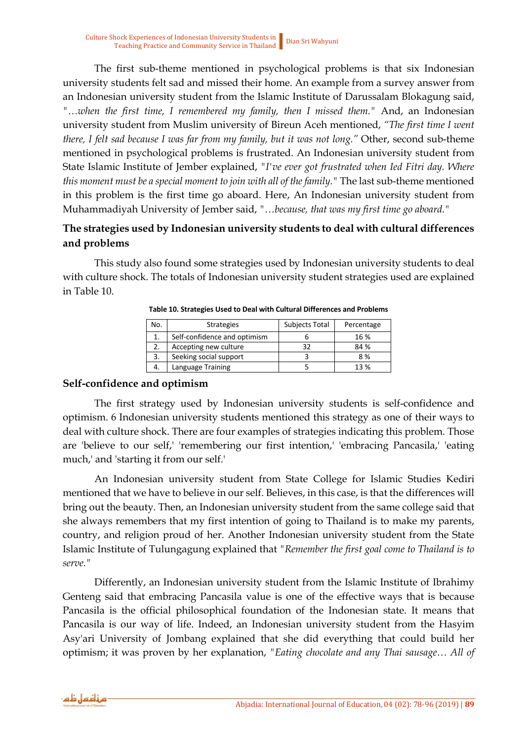The first sub-theme mentioned in psychological problems is that six Indonesian university students felt sad and missed their home. An example from a survey answer from an Indonesian university student from the Islamic Institute of Darussalam Blokagung said, "*…when the first time, I remembered my family, then I missed them.*" And, an Indonesian university student from Muslim university of Bireun Aceh mentioned, *"The first time I went there, I felt sad because I was far from my family, but it was not long."* Other, second sub-theme mentioned in psychological problems is frustrated. An Indonesian university student from State Islamic Institute of Jember explained, "*I've ever got frustrated when Ied Fitri day. Where this moment must be a special moment to join with all of the family.*" The last sub-theme mentioned in this problem is the first time go aboard. Here, An Indonesian university student from Muhammadiyah University of Jember said, "*…because, that was my first time go aboard.*"

## The strategies used by Indonesian university students to deal with cultural differences and problems

This study also found some strategies used by Indonesian university students to deal with culture shock. The totals of Indonesian university student strategies used are explained in Table 10.

**Table 10. Strategies Used to Deal with Cultural Differences and Problems**

| No. | Strategies | Subjects Total | Percentage |
|---|---|---|---|
| 1. | Self-confidence and optimism | 6 | 16 % |
| 2. | Accepting new culture | 32 | 84 % |
| 3. | Seeking social support | 3 | 8 % |
| 4. | Language Training | 5 | 13 % |

### Self-confidence and optimism

The first strategy used by Indonesian university students is self-confidence and optimism. 6 Indonesian university students mentioned this strategy as one of their ways to deal with culture shock. There are four examples of strategies indicating this problem. Those are 'believe to our self,' 'remembering our first intention,' 'embracing Pancasila,' 'eating much,' and 'starting it from our self.'

An Indonesian university student from State College for Islamic Studies Kediri mentioned that we have to believe in our self. Believes, in this case, is that the differences will bring out the beauty. Then, an Indonesian university student from the same college said that she always remembers that my first intention of going to Thailand is to make my parents, country, and religion proud of her. Another Indonesian university student from the State Islamic Institute of Tulungagung explained that "*Remember the first goal come to Thailand is to serve.*"

Differently, an Indonesian university student from the Islamic Institute of Ibrahimy Genteng said that embracing Pancasila value is one of the effective ways that is because Pancasila is the official philosophical foundation of the Indonesian state. It means that Pancasila is our way of life. Indeed, an Indonesian university student from the Hasyim Asy'ari University of Jombang explained that she did everything that could build her optimism; it was proven by her explanation, "*Eating chocolate and any Thai sausage… All of*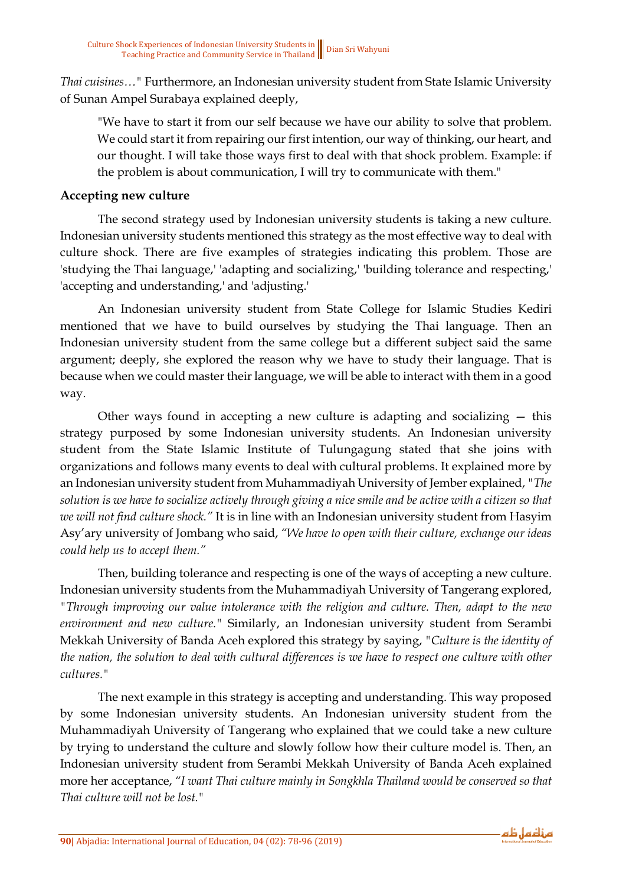*Thai cuisines…*" Furthermore, an Indonesian university student from State Islamic University of Sunan Ampel Surabaya explained deeply,

> "We have to start it from our self because we have our ability to solve that problem. We could start it from repairing our first intention, our way of thinking, our heart, and our thought. I will take those ways first to deal with that shock problem. Example: if the problem is about communication, I will try to communicate with them."

**Accepting new culture**

The second strategy used by Indonesian university students is taking a new culture. Indonesian university students mentioned this strategy as the most effective way to deal with culture shock. There are five examples of strategies indicating this problem. Those are 'studying the Thai language,' 'adapting and socializing,' 'building tolerance and respecting,' 'accepting and understanding,' and 'adjusting.'

An Indonesian university student from State College for Islamic Studies Kediri mentioned that we have to build ourselves by studying the Thai language. Then an Indonesian university student from the same college but a different subject said the same argument; deeply, she explored the reason why we have to study their language. That is because when we could master their language, we will be able to interact with them in a good way.

Other ways found in accepting a new culture is adapting and socializing — this strategy purposed by some Indonesian university students. An Indonesian university student from the State Islamic Institute of Tulungagung stated that she joins with organizations and follows many events to deal with cultural problems. It explained more by an Indonesian university student from Muhammadiyah University of Jember explained, "*The solution is we have to socialize actively through giving a nice smile and be active with a citizen so that we will not find culture shock."* It is in line with an Indonesian university student from Hasyim Asy'ary university of Jombang who said, *"We have to open with their culture, exchange our ideas could help us to accept them."*

Then, building tolerance and respecting is one of the ways of accepting a new culture. Indonesian university students from the Muhammadiyah University of Tangerang explored, *"Through improving our value intolerance with the religion and culture. Then, adapt to the new environment and new culture.*" Similarly, an Indonesian university student from Serambi Mekkah University of Banda Aceh explored this strategy by saying, "*Culture is the identity of the nation, the solution to deal with cultural differences is we have to respect one culture with other cultures.*"

The next example in this strategy is accepting and understanding. This way proposed by some Indonesian university students. An Indonesian university student from the Muhammadiyah University of Tangerang who explained that we could take a new culture by trying to understand the culture and slowly follow how their culture model is. Then, an Indonesian university student from Serambi Mekkah University of Banda Aceh explained more her acceptance, *"I want Thai culture mainly in Songkhla Thailand would be conserved so that Thai culture will not be lost.*"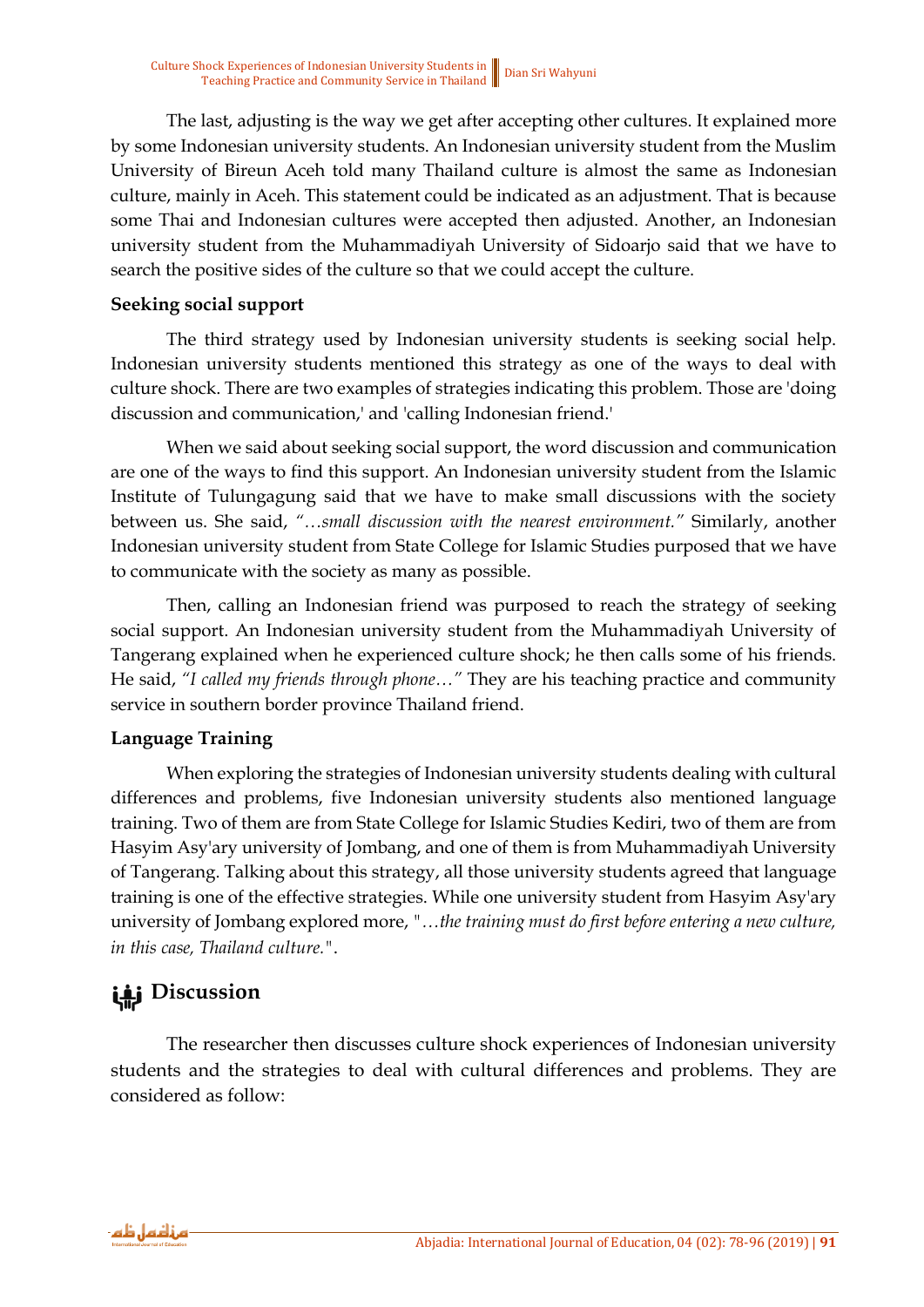The last, adjusting is the way we get after accepting other cultures. It explained more by some Indonesian university students. An Indonesian university student from the Muslim University of Bireun Aceh told many Thailand culture is almost the same as Indonesian culture, mainly in Aceh. This statement could be indicated as an adjustment. That is because some Thai and Indonesian cultures were accepted then adjusted. Another, an Indonesian university student from the Muhammadiyah University of Sidoarjo said that we have to search the positive sides of the culture so that we could accept the culture.

**Seeking social support**

The third strategy used by Indonesian university students is seeking social help. Indonesian university students mentioned this strategy as one of the ways to deal with culture shock. There are two examples of strategies indicating this problem. Those are 'doing discussion and communication,' and 'calling Indonesian friend.'

When we said about seeking social support, the word discussion and communication are one of the ways to find this support. An Indonesian university student from the Islamic Institute of Tulungagung said that we have to make small discussions with the society between us. She said, *"…small discussion with the nearest environment."* Similarly, another Indonesian university student from State College for Islamic Studies purposed that we have to communicate with the society as many as possible.

Then, calling an Indonesian friend was purposed to reach the strategy of seeking social support. An Indonesian university student from the Muhammadiyah University of Tangerang explained when he experienced culture shock; he then calls some of his friends. He said, *"I called my friends through phone…"* They are his teaching practice and community service in southern border province Thailand friend.

**Language Training**

When exploring the strategies of Indonesian university students dealing with cultural differences and problems, five Indonesian university students also mentioned language training. Two of them are from State College for Islamic Studies Kediri, two of them are from Hasyim Asy'ary university of Jombang, and one of them is from Muhammadiyah University of Tangerang. Talking about this strategy, all those university students agreed that language training is one of the effective strategies. While one university student from Hasyim Asy'ary university of Jombang explored more, "*…the training must do first before entering a new culture, in this case, Thailand culture.*".

## Discussion

The researcher then discusses culture shock experiences of Indonesian university students and the strategies to deal with cultural differences and problems. They are considered as follow: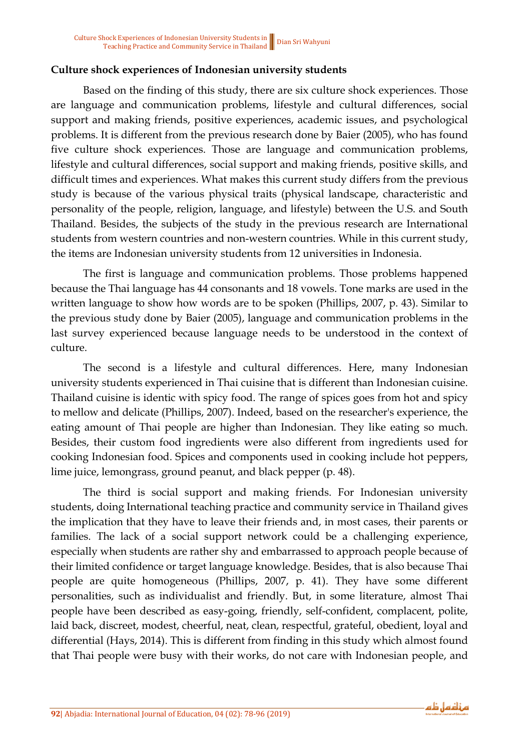**Culture shock experiences of Indonesian university students**

Based on the finding of this study, there are six culture shock experiences. Those are language and communication problems, lifestyle and cultural differences, social support and making friends, positive experiences, academic issues, and psychological problems. It is different from the previous research done by Baier (2005), who has found five culture shock experiences. Those are language and communication problems, lifestyle and cultural differences, social support and making friends, positive skills, and difficult times and experiences. What makes this current study differs from the previous study is because of the various physical traits (physical landscape, characteristic and personality of the people, religion, language, and lifestyle) between the U.S. and South Thailand. Besides, the subjects of the study in the previous research are International students from western countries and non-western countries. While in this current study, the items are Indonesian university students from 12 universities in Indonesia.

The first is language and communication problems. Those problems happened because the Thai language has 44 consonants and 18 vowels. Tone marks are used in the written language to show how words are to be spoken (Phillips, 2007, p. 43). Similar to the previous study done by Baier (2005), language and communication problems in the last survey experienced because language needs to be understood in the context of culture.

The second is a lifestyle and cultural differences. Here, many Indonesian university students experienced in Thai cuisine that is different than Indonesian cuisine. Thailand cuisine is identic with spicy food. The range of spices goes from hot and spicy to mellow and delicate (Phillips, 2007). Indeed, based on the researcher's experience, the eating amount of Thai people are higher than Indonesian. They like eating so much. Besides, their custom food ingredients were also different from ingredients used for cooking Indonesian food. Spices and components used in cooking include hot peppers, lime juice, lemongrass, ground peanut, and black pepper (p. 48).

The third is social support and making friends. For Indonesian university students, doing International teaching practice and community service in Thailand gives the implication that they have to leave their friends and, in most cases, their parents or families. The lack of a social support network could be a challenging experience, especially when students are rather shy and embarrassed to approach people because of their limited confidence or target language knowledge. Besides, that is also because Thai people are quite homogeneous (Phillips, 2007, p. 41). They have some different personalities, such as individualist and friendly. But, in some literature, almost Thai people have been described as easy-going, friendly, self-confident, complacent, polite, laid back, discreet, modest, cheerful, neat, clean, respectful, grateful, obedient, loyal and differential (Hays, 2014). This is different from finding in this study which almost found that Thai people were busy with their works, do not care with Indonesian people, and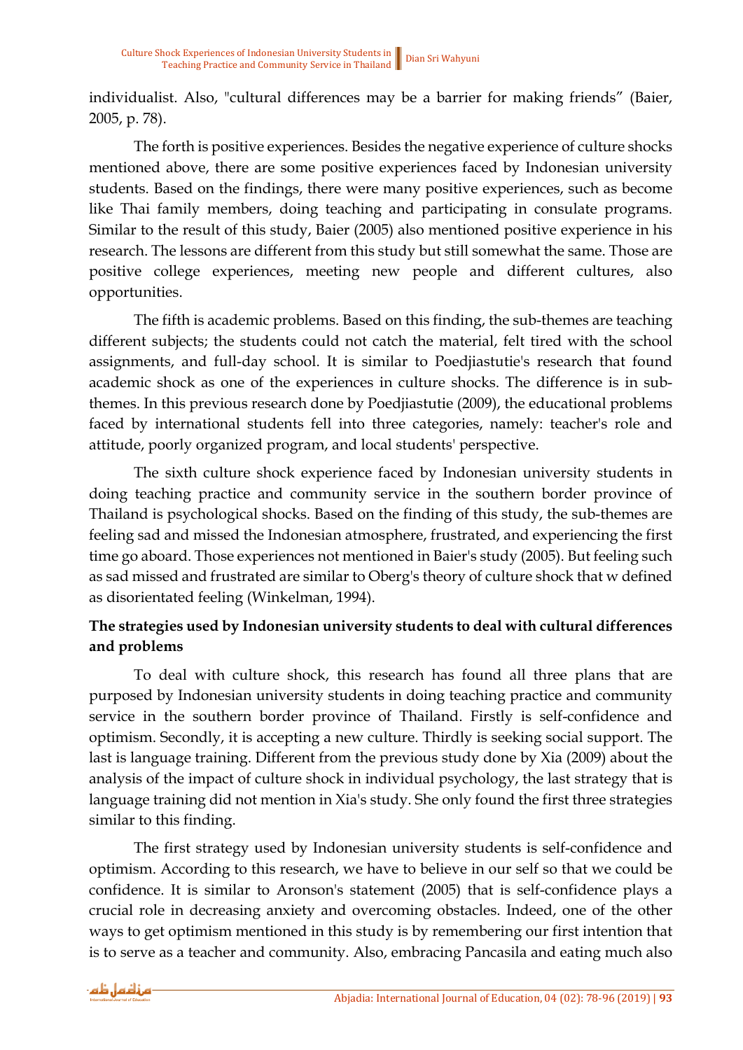individualist. Also, "cultural differences may be a barrier for making friends" (Baier, 2005, p. 78).

The forth is positive experiences. Besides the negative experience of culture shocks mentioned above, there are some positive experiences faced by Indonesian university students. Based on the findings, there were many positive experiences, such as become like Thai family members, doing teaching and participating in consulate programs. Similar to the result of this study, Baier (2005) also mentioned positive experience in his research. The lessons are different from this study but still somewhat the same. Those are positive college experiences, meeting new people and different cultures, also opportunities.

The fifth is academic problems. Based on this finding, the sub-themes are teaching different subjects; the students could not catch the material, felt tired with the school assignments, and full-day school. It is similar to Poedjiastutie's research that found academic shock as one of the experiences in culture shocks. The difference is in sub-themes. In this previous research done by Poedjiastutie (2009), the educational problems faced by international students fell into three categories, namely: teacher's role and attitude, poorly organized program, and local students' perspective.

The sixth culture shock experience faced by Indonesian university students in doing teaching practice and community service in the southern border province of Thailand is psychological shocks. Based on the finding of this study, the sub-themes are feeling sad and missed the Indonesian atmosphere, frustrated, and experiencing the first time go aboard. Those experiences not mentioned in Baier's study (2005). But feeling such as sad missed and frustrated are similar to Oberg's theory of culture shock that w defined as disorientated feeling (Winkelman, 1994).

**The strategies used by Indonesian university students to deal with cultural differences and problems**

To deal with culture shock, this research has found all three plans that are purposed by Indonesian university students in doing teaching practice and community service in the southern border province of Thailand. Firstly is self-confidence and optimism. Secondly, it is accepting a new culture. Thirdly is seeking social support. The last is language training. Different from the previous study done by Xia (2009) about the analysis of the impact of culture shock in individual psychology, the last strategy that is language training did not mention in Xia's study. She only found the first three strategies similar to this finding.

The first strategy used by Indonesian university students is self-confidence and optimism. According to this research, we have to believe in our self so that we could be confidence. It is similar to Aronson's statement (2005) that is self-confidence plays a crucial role in decreasing anxiety and overcoming obstacles. Indeed, one of the other ways to get optimism mentioned in this study is by remembering our first intention that is to serve as a teacher and community. Also, embracing Pancasila and eating much also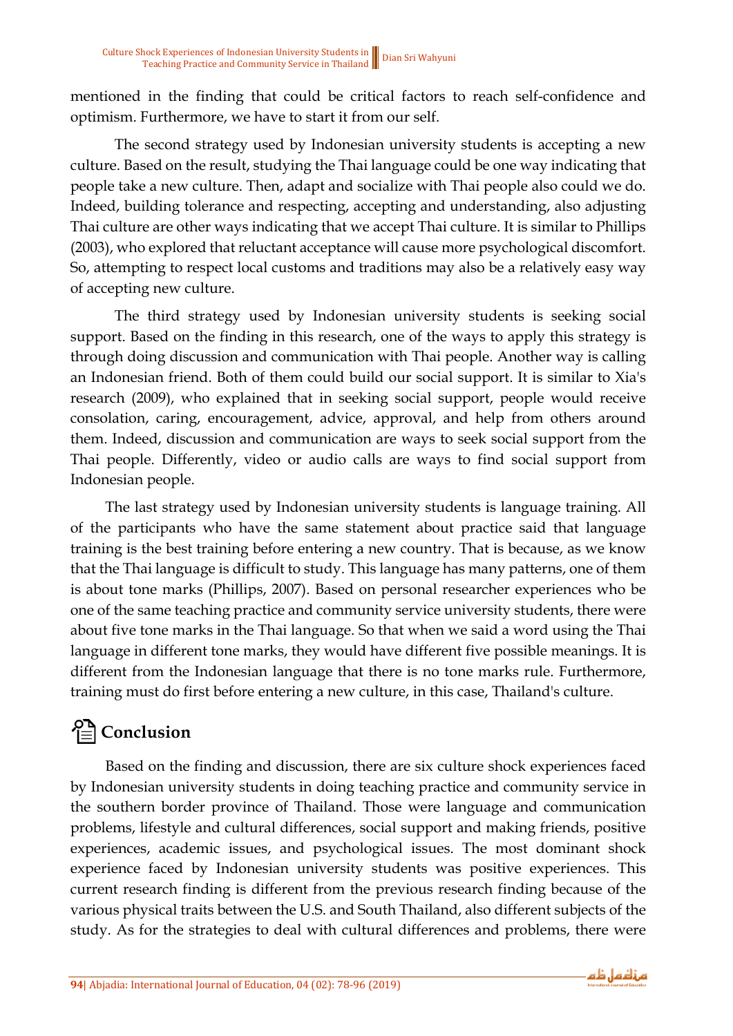mentioned in the finding that could be critical factors to reach self-confidence and optimism. Furthermore, we have to start it from our self.

The second strategy used by Indonesian university students is accepting a new culture. Based on the result, studying the Thai language could be one way indicating that people take a new culture. Then, adapt and socialize with Thai people also could we do. Indeed, building tolerance and respecting, accepting and understanding, also adjusting Thai culture are other ways indicating that we accept Thai culture. It is similar to Phillips (2003), who explored that reluctant acceptance will cause more psychological discomfort. So, attempting to respect local customs and traditions may also be a relatively easy way of accepting new culture.

The third strategy used by Indonesian university students is seeking social support. Based on the finding in this research, one of the ways to apply this strategy is through doing discussion and communication with Thai people. Another way is calling an Indonesian friend. Both of them could build our social support. It is similar to Xia's research (2009), who explained that in seeking social support, people would receive consolation, caring, encouragement, advice, approval, and help from others around them. Indeed, discussion and communication are ways to seek social support from the Thai people. Differently, video or audio calls are ways to find social support from Indonesian people.

The last strategy used by Indonesian university students is language training. All of the participants who have the same statement about practice said that language training is the best training before entering a new country. That is because, as we know that the Thai language is difficult to study. This language has many patterns, one of them is about tone marks (Phillips, 2007). Based on personal researcher experiences who be one of the same teaching practice and community service university students, there were about five tone marks in the Thai language. So that when we said a word using the Thai language in different tone marks, they would have different five possible meanings. It is different from the Indonesian language that there is no tone marks rule. Furthermore, training must do first before entering a new culture, in this case, Thailand's culture.

## Conclusion

Based on the finding and discussion, there are six culture shock experiences faced by Indonesian university students in doing teaching practice and community service in the southern border province of Thailand. Those were language and communication problems, lifestyle and cultural differences, social support and making friends, positive experiences, academic issues, and psychological issues. The most dominant shock experience faced by Indonesian university students was positive experiences. This current research finding is different from the previous research finding because of the various physical traits between the U.S. and South Thailand, also different subjects of the study. As for the strategies to deal with cultural differences and problems, there were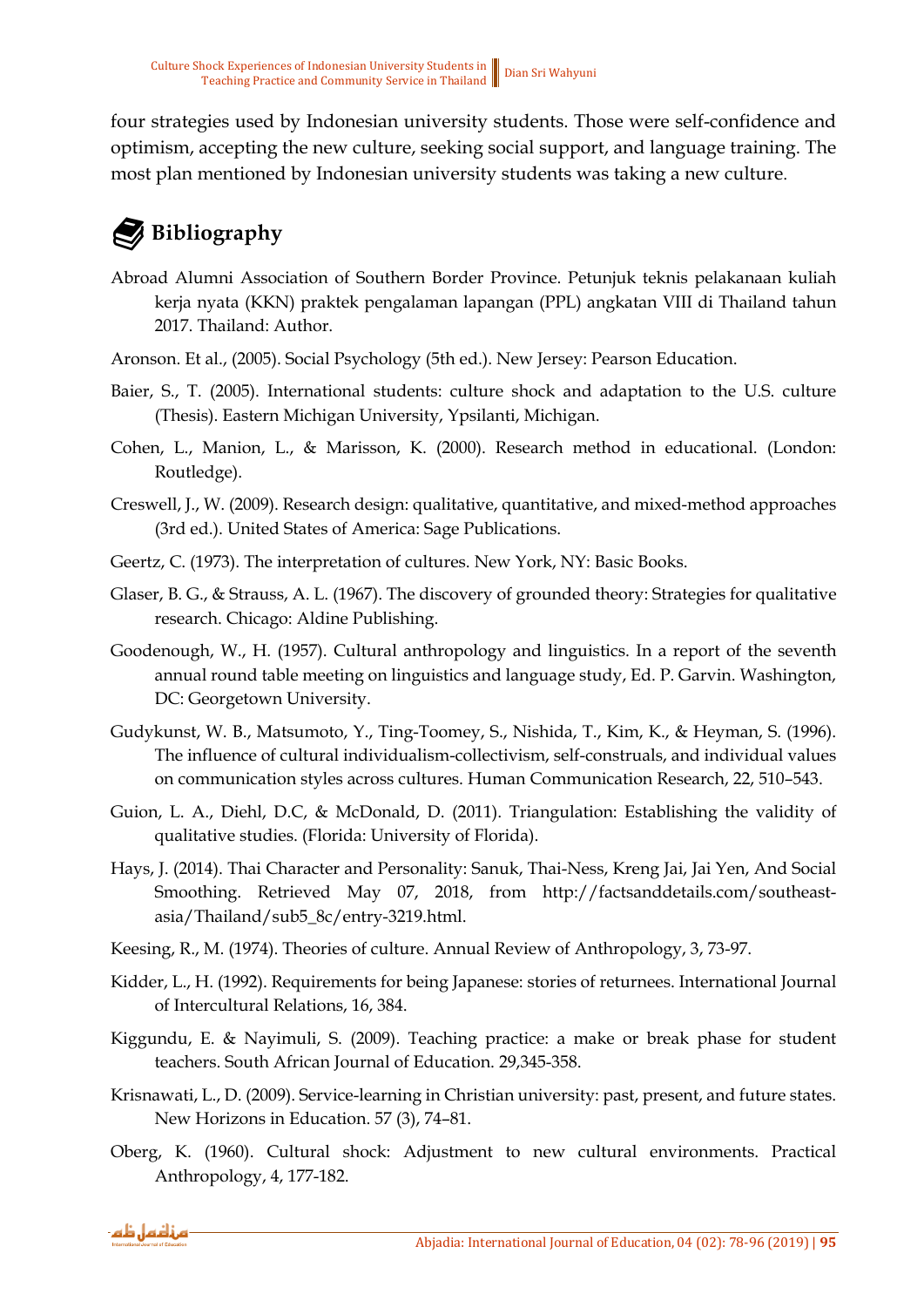four strategies used by Indonesian university students. Those were self-confidence and optimism, accepting the new culture, seeking social support, and language training. The most plan mentioned by Indonesian university students was taking a new culture.

## Bibliography

Abroad Alumni Association of Southern Border Province. Petunjuk teknis pelakanaan kuliah kerja nyata (KKN) praktek pengalaman lapangan (PPL) angkatan VIII di Thailand tahun 2017. Thailand: Author.

Aronson. Et al., (2005). Social Psychology (5th ed.). New Jersey: Pearson Education.

Baier, S., T. (2005). International students: culture shock and adaptation to the U.S. culture (Thesis). Eastern Michigan University, Ypsilanti, Michigan.

Cohen, L., Manion, L., & Marisson, K. (2000). Research method in educational. (London: Routledge).

Creswell, J., W. (2009). Research design: qualitative, quantitative, and mixed-method approaches (3rd ed.). United States of America: Sage Publications.

Geertz, C. (1973). The interpretation of cultures. New York, NY: Basic Books.

Glaser, B. G., & Strauss, A. L. (1967). The discovery of grounded theory: Strategies for qualitative research. Chicago: Aldine Publishing.

Goodenough, W., H. (1957). Cultural anthropology and linguistics. In a report of the seventh annual round table meeting on linguistics and language study, Ed. P. Garvin. Washington, DC: Georgetown University.

Gudykunst, W. B., Matsumoto, Y., Ting-Toomey, S., Nishida, T., Kim, K., & Heyman, S. (1996). The influence of cultural individualism-collectivism, self-construals, and individual values on communication styles across cultures. Human Communication Research, 22, 510–543.

Guion, L. A., Diehl, D.C, & McDonald, D. (2011). Triangulation: Establishing the validity of qualitative studies. (Florida: University of Florida).

Hays, J. (2014). Thai Character and Personality: Sanuk, Thai-Ness, Kreng Jai, Jai Yen, And Social Smoothing. Retrieved May 07, 2018, from http://factsanddetails.com/southeast-asia/Thailand/sub5_8c/entry-3219.html.

Keesing, R., M. (1974). Theories of culture. Annual Review of Anthropology, 3, 73-97.

Kidder, L., H. (1992). Requirements for being Japanese: stories of returnees. International Journal of Intercultural Relations, 16, 384.

Kiggundu, E. & Nayimuli, S. (2009). Teaching practice: a make or break phase for student teachers. South African Journal of Education. 29,345-358.

Krisnawati, L., D. (2009). Service-learning in Christian university: past, present, and future states. New Horizons in Education. 57 (3), 74–81.

Oberg, K. (1960). Cultural shock: Adjustment to new cultural environments. Practical Anthropology, 4, 177-182.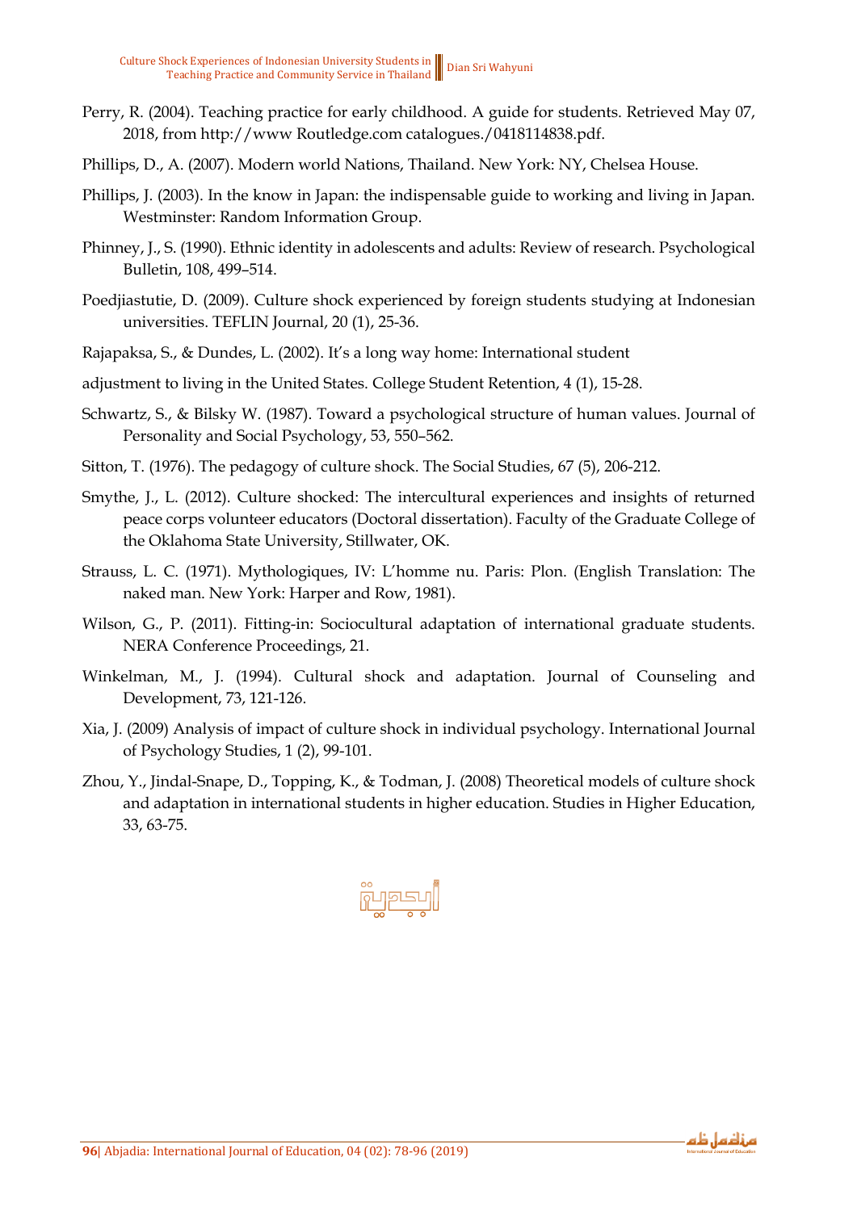Perry, R. (2004). Teaching practice for early childhood. A guide for students. Retrieved May 07, 2018, from http://www Routledge.com catalogues./0418114838.pdf.

Phillips, D., A. (2007). Modern world Nations, Thailand. New York: NY, Chelsea House.

Phillips, J. (2003). In the know in Japan: the indispensable guide to working and living in Japan. Westminster: Random Information Group.

Phinney, J., S. (1990). Ethnic identity in adolescents and adults: Review of research. Psychological Bulletin, 108, 499–514.

Poedjiastutie, D. (2009). Culture shock experienced by foreign students studying at Indonesian universities. TEFLIN Journal, 20 (1), 25-36.

Rajapaksa, S., & Dundes, L. (2002). It's a long way home: International student

adjustment to living in the United States. College Student Retention, 4 (1), 15-28.

Schwartz, S., & Bilsky W. (1987). Toward a psychological structure of human values. Journal of Personality and Social Psychology, 53, 550–562.

Sitton, T. (1976). The pedagogy of culture shock. The Social Studies, 67 (5), 206-212.

Smythe, J., L. (2012). Culture shocked: The intercultural experiences and insights of returned peace corps volunteer educators (Doctoral dissertation). Faculty of the Graduate College of the Oklahoma State University, Stillwater, OK.

Strauss, L. C. (1971). Mythologiques, IV: L'homme nu. Paris: Plon. (English Translation: The naked man. New York: Harper and Row, 1981).

Wilson, G., P. (2011). Fitting-in: Sociocultural adaptation of international graduate students. NERA Conference Proceedings, 21.

Winkelman, M., J. (1994). Cultural shock and adaptation. Journal of Counseling and Development, 73, 121-126.

Xia, J. (2009) Analysis of impact of culture shock in individual psychology. International Journal of Psychology Studies, 1 (2), 99-101.

Zhou, Y., Jindal-Snape, D., Topping, K., & Todman, J. (2008) Theoretical models of culture shock and adaptation in international students in higher education. Studies in Higher Education, 33, 63-75.